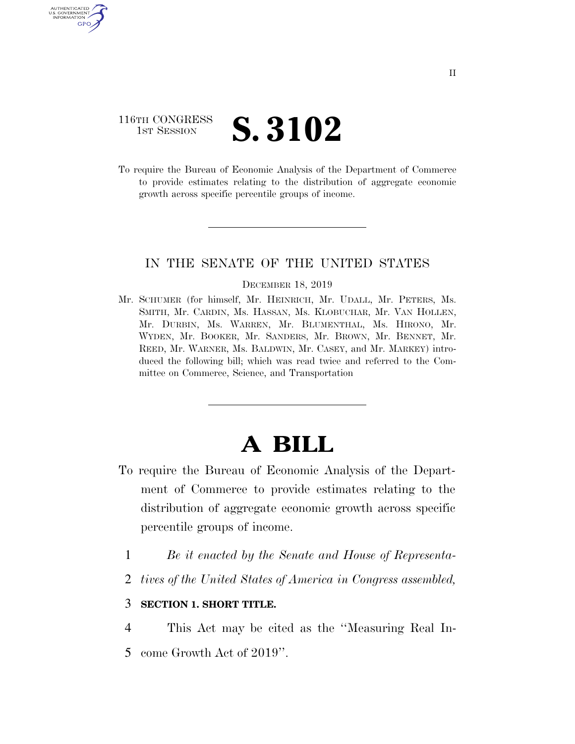116TH CONGRESS
1ST SESSION

# S. 3102

To require the Bureau of Economic Analysis of the Department of Commerce to provide estimates relating to the distribution of aggregate economic growth across specific percentile groups of income.

IN THE SENATE OF THE UNITED STATES

DECEMBER 18, 2019

Mr. SCHUMER (for himself, Mr. HEINRICH, Mr. UDALL, Mr. PETERS, Ms. SMITH, Mr. CARDIN, Ms. HASSAN, Ms. KLOBUCHAR, Mr. VAN HOLLEN, Mr. DURBIN, Ms. WARREN, Mr. BLUMENTHAL, Ms. HIRONO, Mr. WYDEN, Mr. BOOKER, Mr. SANDERS, Mr. BROWN, Mr. BENNET, Mr. REED, Mr. WARNER, Ms. BALDWIN, Mr. CASEY, and Mr. MARKEY) introduced the following bill; which was read twice and referred to the Committee on Commerce, Science, and Transportation

# A BILL

To require the Bureau of Economic Analysis of the Department of Commerce to provide estimates relating to the distribution of aggregate economic growth across specific percentile groups of income.

1 *Be it enacted by the Senate and House of Representa-*
2 *tives of the United States of America in Congress assembled,*

3 **SECTION 1. SHORT TITLE.**

4 This Act may be cited as the ''Measuring Real In-
5 come Growth Act of 2019''.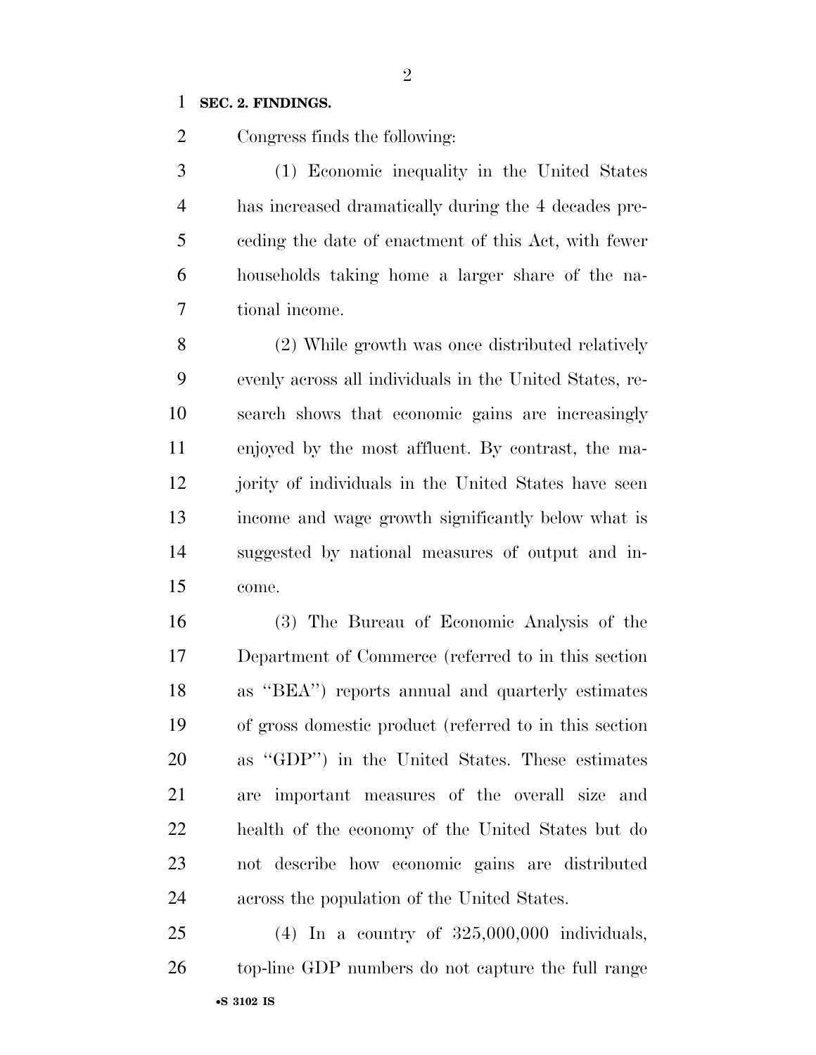**SEC. 2. FINDINGS.**

Congress finds the following:

(1) Economic inequality in the United States has increased dramatically during the 4 decades preceding the date of enactment of this Act, with fewer households taking home a larger share of the national income.

(2) While growth was once distributed relatively evenly across all individuals in the United States, research shows that economic gains are increasingly enjoyed by the most affluent. By contrast, the majority of individuals in the United States have seen income and wage growth significantly below what is suggested by national measures of output and income.

(3) The Bureau of Economic Analysis of the Department of Commerce (referred to in this section as ''BEA'') reports annual and quarterly estimates of gross domestic product (referred to in this section as ''GDP'') in the United States. These estimates are important measures of the overall size and health of the economy of the United States but do not describe how economic gains are distributed across the population of the United States.

(4) In a country of 325,000,000 individuals, top-line GDP numbers do not capture the full range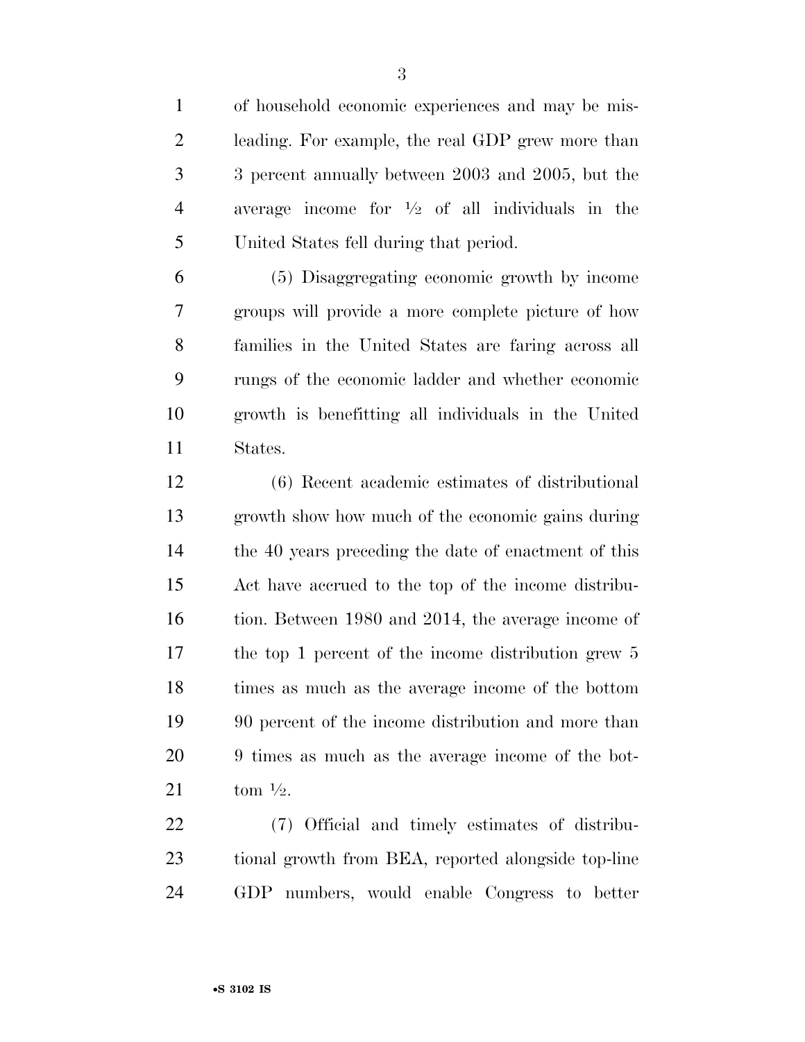of household economic experiences and may be misleading. For example, the real GDP grew more than 3 percent annually between 2003 and 2005, but the average income for ½ of all individuals in the United States fell during that period.

(5) Disaggregating economic growth by income groups will provide a more complete picture of how families in the United States are faring across all rungs of the economic ladder and whether economic growth is benefitting all individuals in the United States.

(6) Recent academic estimates of distributional growth show how much of the economic gains during the 40 years preceding the date of enactment of this Act have accrued to the top of the income distribution. Between 1980 and 2014, the average income of the top 1 percent of the income distribution grew 5 times as much as the average income of the bottom 90 percent of the income distribution and more than 9 times as much as the average income of the bottom ½.

(7) Official and timely estimates of distributional growth from BEA, reported alongside top-line GDP numbers, would enable Congress to better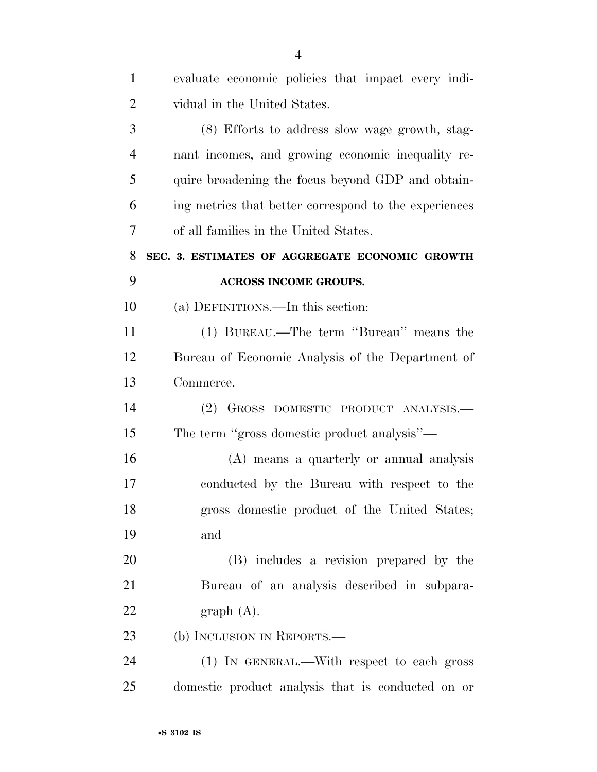evaluate economic policies that impact every individual in the United States.

(8) Efforts to address slow wage growth, stagnant incomes, and growing economic inequality require broadening the focus beyond GDP and obtaining metrics that better correspond to the experiences of all families in the United States.

## SEC. 3. ESTIMATES OF AGGREGATE ECONOMIC GROWTH ACROSS INCOME GROUPS.

(a) DEFINITIONS.—In this section:

(1) BUREAU.—The term ''Bureau'' means the Bureau of Economic Analysis of the Department of Commerce.

(2) GROSS DOMESTIC PRODUCT ANALYSIS.—The term ''gross domestic product analysis''—

(A) means a quarterly or annual analysis conducted by the Bureau with respect to the gross domestic product of the United States; and

(B) includes a revision prepared by the Bureau of an analysis described in subparagraph (A).

(b) INCLUSION IN REPORTS.—

(1) IN GENERAL.—With respect to each gross domestic product analysis that is conducted on or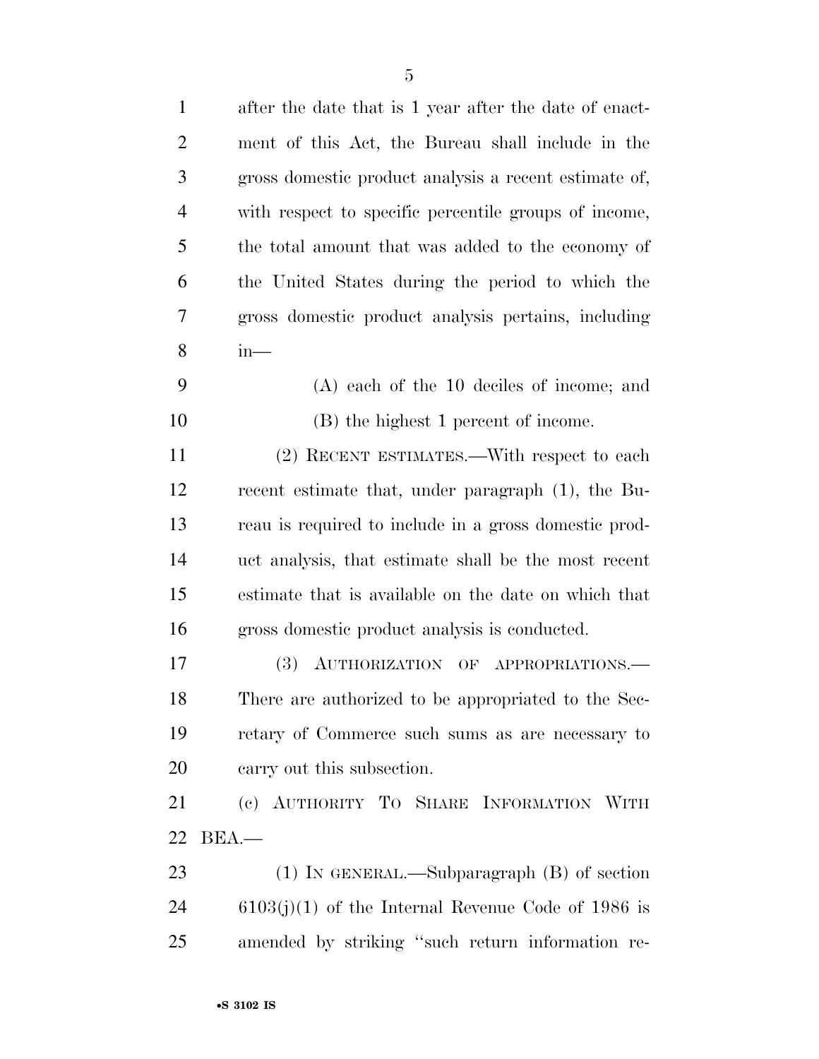after the date that is 1 year after the date of enactment of this Act, the Bureau shall include in the gross domestic product analysis a recent estimate of, with respect to specific percentile groups of income, the total amount that was added to the economy of the United States during the period to which the gross domestic product analysis pertains, including in—

(A) each of the 10 deciles of income; and

(B) the highest 1 percent of income.

(2) RECENT ESTIMATES.—With respect to each recent estimate that, under paragraph (1), the Bureau is required to include in a gross domestic product analysis, that estimate shall be the most recent estimate that is available on the date on which that gross domestic product analysis is conducted.

(3) AUTHORIZATION OF APPROPRIATIONS.—There are authorized to be appropriated to the Secretary of Commerce such sums as are necessary to carry out this subsection.

(c) AUTHORITY TO SHARE INFORMATION WITH BEA.—

(1) IN GENERAL.—Subparagraph (B) of section 6103(j)(1) of the Internal Revenue Code of 1986 is amended by striking "such return information re-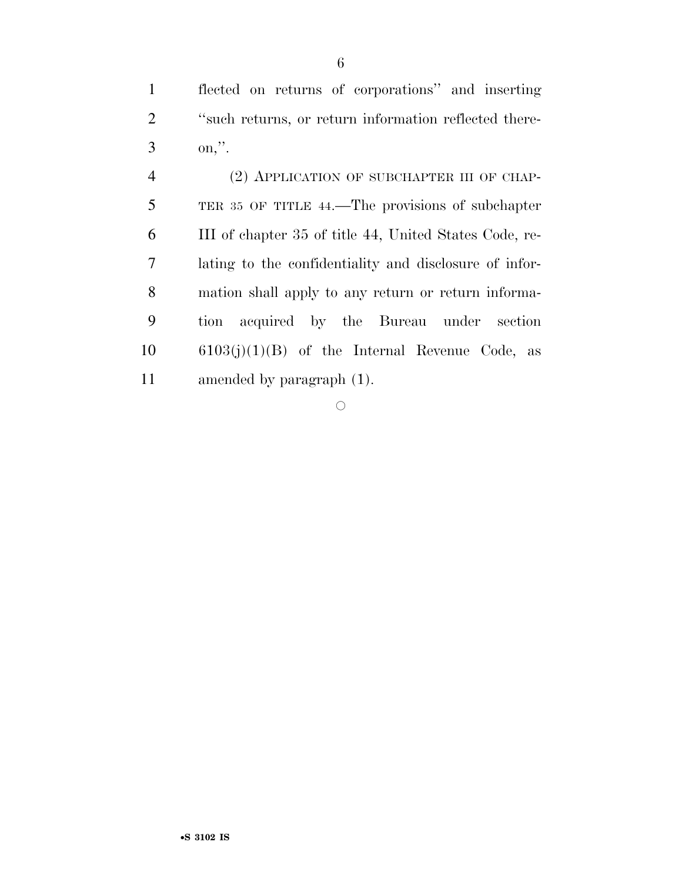flected on returns of corporations'' and inserting ''such returns, or return information reflected thereon,''.

(2) APPLICATION OF SUBCHAPTER III OF CHAPTER 35 OF TITLE 44.—The provisions of subchapter III of chapter 35 of title 44, United States Code, relating to the confidentiality and disclosure of information shall apply to any return or return information acquired by the Bureau under section 6103(j)(1)(B) of the Internal Revenue Code, as amended by paragraph (1).

○